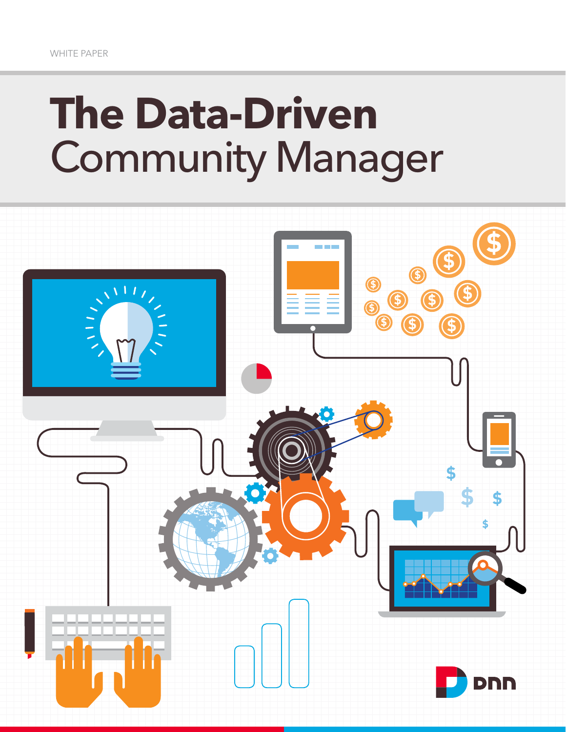WHITE PAPER

# The Data-Driven Community Manager

DNN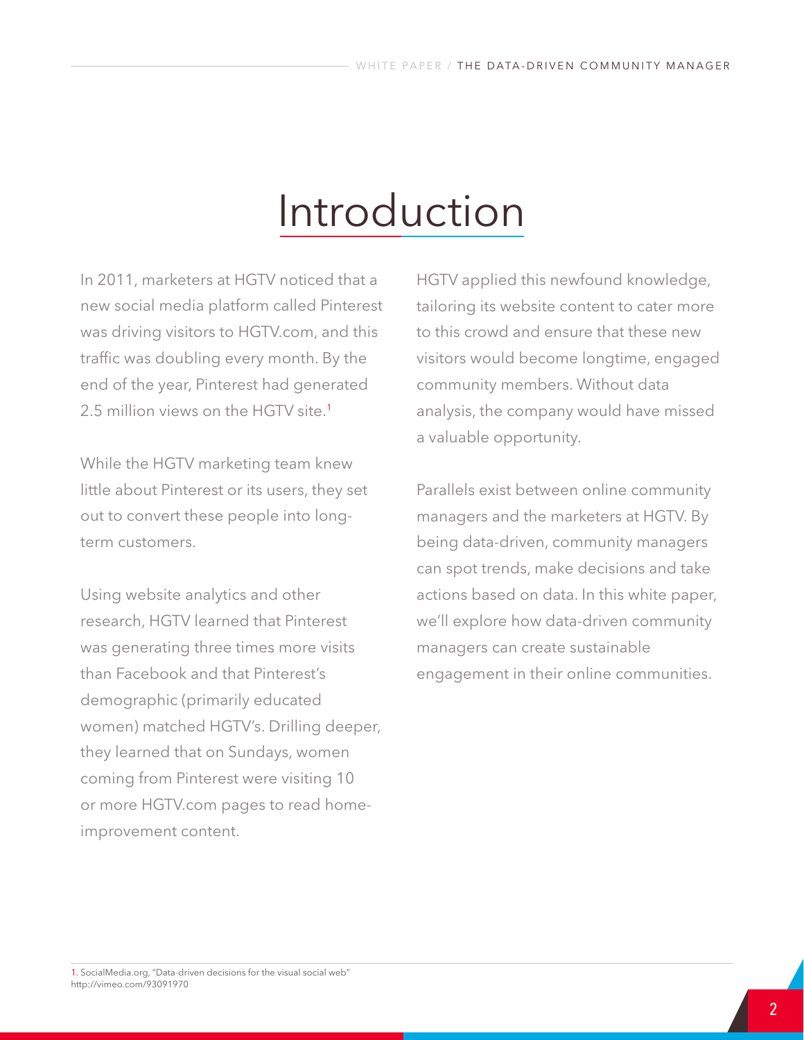# Introduction

In 2011, marketers at HGTV noticed that a new social media platform called Pinterest was driving visitors to HGTV.com, and this traffic was doubling every month. By the end of the year, Pinterest had generated 2.5 million views on the HGTV site.[1]

While the HGTV marketing team knew little about Pinterest or its users, they set out to convert these people into long-term customers.

Using website analytics and other research, HGTV learned that Pinterest was generating three times more visits than Facebook and that Pinterest's demographic (primarily educated women) matched HGTV's. Drilling deeper, they learned that on Sundays, women coming from Pinterest were visiting 10 or more HGTV.com pages to read home-improvement content.

HGTV applied this newfound knowledge, tailoring its website content to cater more to this crowd and ensure that these new visitors would become longtime, engaged community members. Without data analysis, the company would have missed a valuable opportunity.

Parallels exist between online community managers and the marketers at HGTV. By being data-driven, community managers can spot trends, make decisions and take actions based on data. In this white paper, we'll explore how data-driven community managers can create sustainable engagement in their online communities.

1. SocialMedia.org, "Data-driven decisions for the visual social web" http://vimeo.com/93091970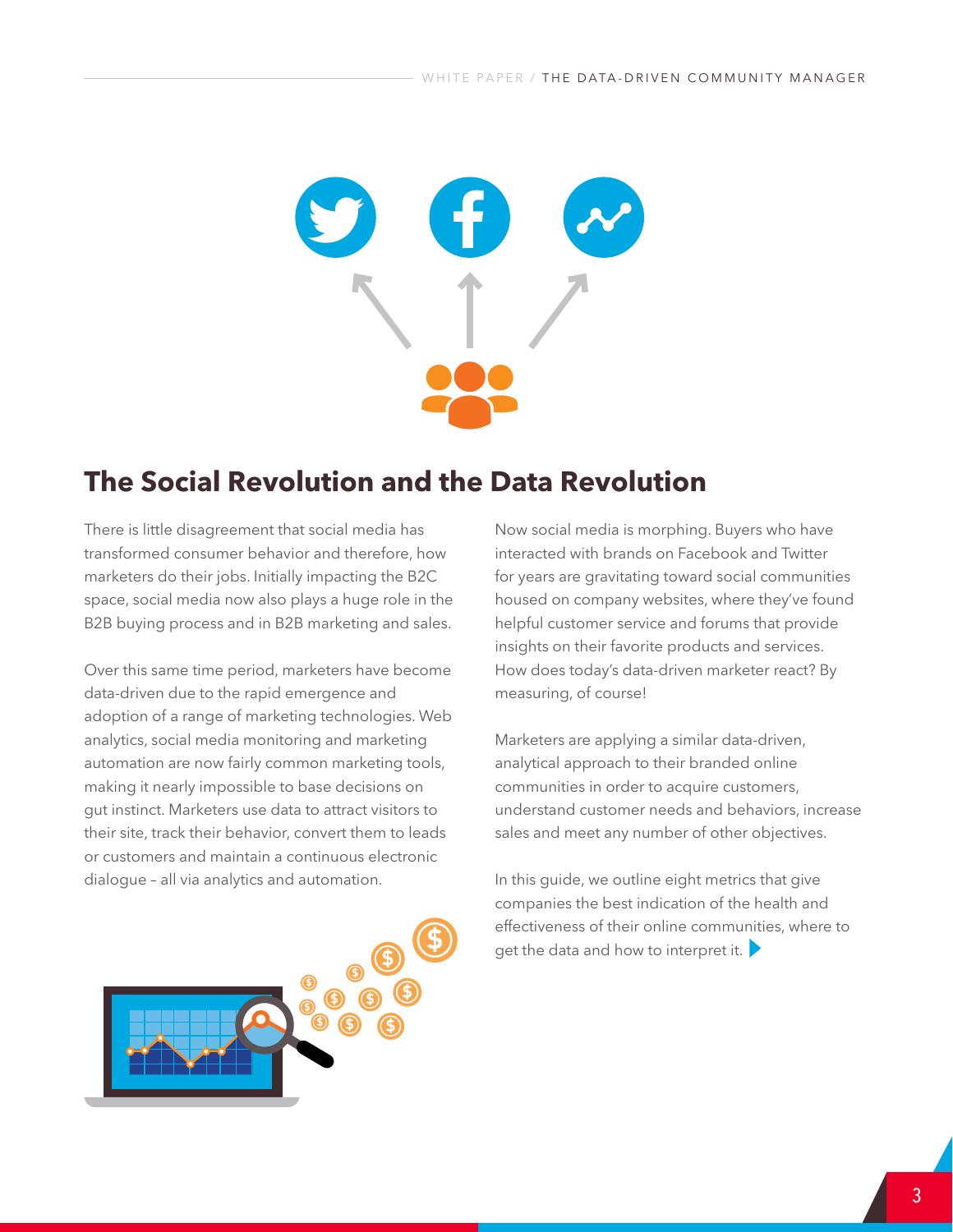## The Social Revolution and the Data Revolution

There is little disagreement that social media has transformed consumer behavior and therefore, how marketers do their jobs. Initially impacting the B2C space, social media now also plays a huge role in the B2B buying process and in B2B marketing and sales.

Over this same time period, marketers have become data-driven due to the rapid emergence and adoption of a range of marketing technologies. Web analytics, social media monitoring and marketing automation are now fairly common marketing tools, making it nearly impossible to base decisions on gut instinct. Marketers use data to attract visitors to their site, track their behavior, convert them to leads or customers and maintain a continuous electronic dialogue – all via analytics and automation.

Now social media is morphing. Buyers who have interacted with brands on Facebook and Twitter for years are gravitating toward social communities housed on company websites, where they've found helpful customer service and forums that provide insights on their favorite products and services. How does today's data-driven marketer react? By measuring, of course!

Marketers are applying a similar data-driven, analytical approach to their branded online communities in order to acquire customers, understand customer needs and behaviors, increase sales and meet any number of other objectives.

In this guide, we outline eight metrics that give companies the best indication of the health and effectiveness of their online communities, where to get the data and how to interpret it.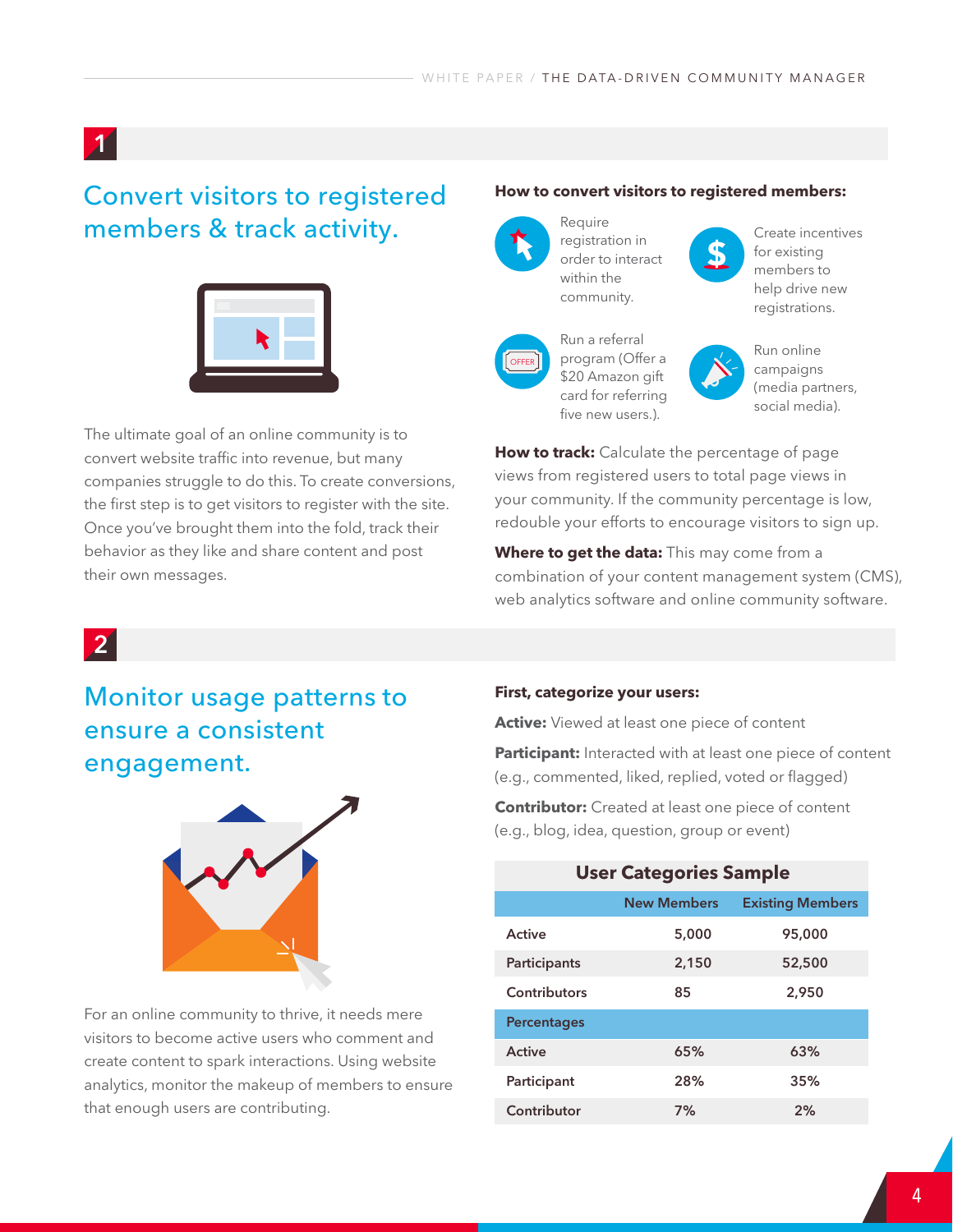## 1

## Convert visitors to registered members & track activity.

The ultimate goal of an online community is to convert website traffic into revenue, but many companies struggle to do this. To create conversions, the first step is to get visitors to register with the site. Once you've brought them into the fold, track their behavior as they like and share content and post their own messages.

**How to convert visitors to registered members:**

- Require registration in order to interact within the community.
- Create incentives for existing members to help drive new registrations.
- Run a referral program (Offer a $20 Amazon gift card for referring five new users.).
- Run online campaigns (media partners, social media).

**How to track:** Calculate the percentage of page views from registered users to total page views in your community. If the community percentage is low, redouble your efforts to encourage visitors to sign up.

**Where to get the data:** This may come from a combination of your content management system (CMS), web analytics software and online community software.

## 2

## Monitor usage patterns to ensure a consistent engagement.

For an online community to thrive, it needs mere visitors to become active users who comment and create content to spark interactions. Using website analytics, monitor the makeup of members to ensure that enough users are contributing.

**First, categorize your users:**

**Active:** Viewed at least one piece of content

**Participant:** Interacted with at least one piece of content (e.g., commented, liked, replied, voted or flagged)

**Contributor:** Created at least one piece of content (e.g., blog, idea, question, group or event)

**User Categories Sample**

| | New Members | Existing Members |
|---|---|---|
| Active | 5,000 | 95,000 |
| Participants | 2,150 | 52,500 |
| Contributors | 85 | 2,950 |
| **Percentages** | | |
| Active | 65% | 63% |
| Participant | 28% | 35% |
| Contributor | 7% | 2% |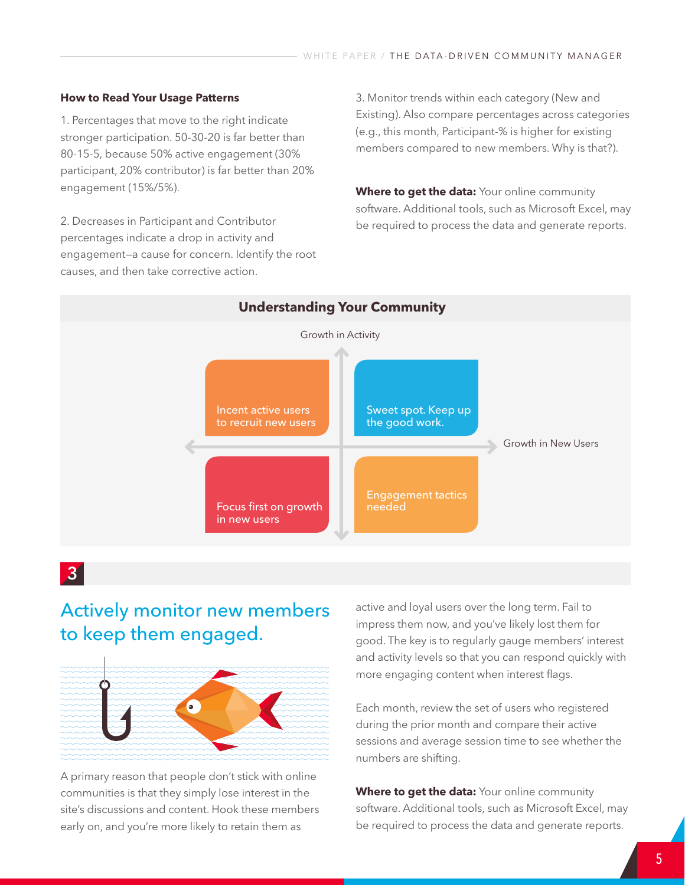### How to Read Your Usage Patterns

1. Percentages that move to the right indicate stronger participation. 50-30-20 is far better than 80-15-5, because 50% active engagement (30% participant, 20% contributor) is far better than 20% engagement (15%/5%).

2. Decreases in Participant and Contributor percentages indicate a drop in activity and engagement—a cause for concern. Identify the root causes, and then take corrective action.

3. Monitor trends within each category (New and Existing). Also compare percentages across categories (e.g., this month, Participant-% is higher for existing members compared to new members. Why is that?).

**Where to get the data:** Your online community software. Additional tools, such as Microsoft Excel, may be required to process the data and generate reports.

### Understanding Your Community

Growth in Activity

Incent active users to recruit new users

Sweet spot. Keep up the good work.

Growth in New Users

Focus first on growth in new users

Engagement tactics needed

## 3

## Actively monitor new members to keep them engaged.

A primary reason that people don't stick with online communities is that they simply lose interest in the site's discussions and content. Hook these members early on, and you're more likely to retain them as active and loyal users over the long term. Fail to impress them now, and you've likely lost them for good. The key is to regularly gauge members' interest and activity levels so that you can respond quickly with more engaging content when interest flags.

Each month, review the set of users who registered during the prior month and compare their active sessions and average session time to see whether the numbers are shifting.

**Where to get the data:** Your online community software. Additional tools, such as Microsoft Excel, may be required to process the data and generate reports.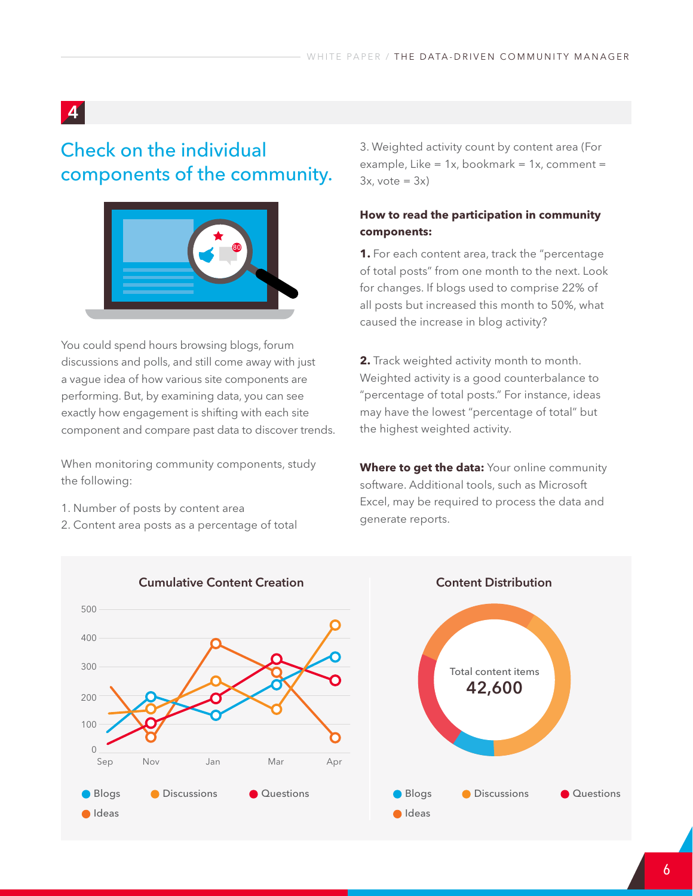## 4

## Check on the individual components of the community.

You could spend hours browsing blogs, forum discussions and polls, and still come away with just a vague idea of how various site components are performing. But, by examining data, you can see exactly how engagement is shifting with each site component and compare past data to discover trends.

When monitoring community components, study the following:

1. Number of posts by content area
2. Content area posts as a percentage of total
3. Weighted activity count by content area (For example, Like = 1x, bookmark = 1x, comment = 3x, vote = 3x)

**How to read the participation in community components:**

**1.** For each content area, track the "percentage of total posts" from one month to the next. Look for changes. If blogs used to comprise 22% of all posts but increased this month to 50%, what caused the increase in blog activity?

**2.** Track weighted activity month to month. Weighted activity is a good counterbalance to "percentage of total posts." For instance, ideas may have the lowest "percentage of total" but the highest weighted activity.

**Where to get the data:** Your online community software. Additional tools, such as Microsoft Excel, may be required to process the data and generate reports.

**Cumulative Content Creation**

500
400
300
200
100
0

Sep Nov Jan Mar Apr

Blogs Discussions Questions Ideas

**Content Distribution**

Total content items
**42,600**

Blogs Discussions Questions Ideas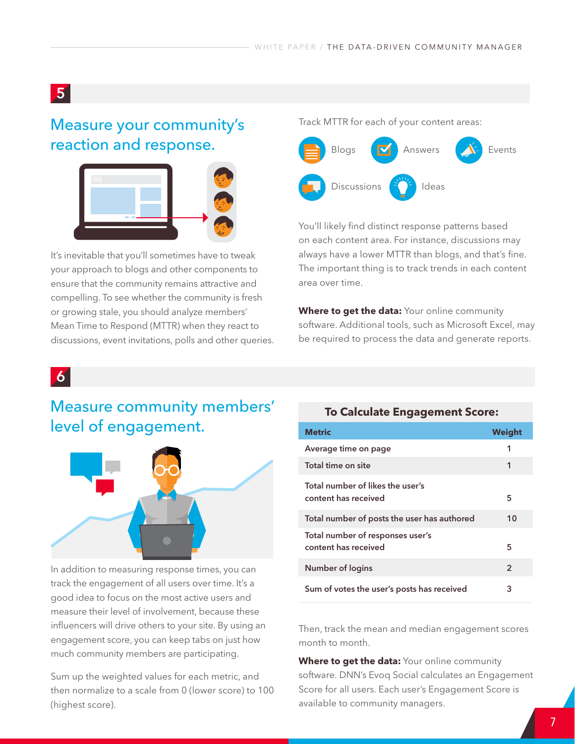## 5

### Measure your community's reaction and response.

It's inevitable that you'll sometimes have to tweak your approach to blogs and other components to ensure that the community remains attractive and compelling. To see whether the community is fresh or growing stale, you should analyze members' Mean Time to Respond (MTTR) when they react to discussions, event invitations, polls and other queries.

Track MTTR for each of your content areas:

- Blogs
- Answers
- Events
- Discussions
- Ideas

You'll likely find distinct response patterns based on each content area. For instance, discussions may always have a lower MTTR than blogs, and that's fine. The important thing is to track trends in each content area over time.

**Where to get the data:** Your online community software. Additional tools, such as Microsoft Excel, may be required to process the data and generate reports.

## 6

### Measure community members' level of engagement.

In addition to measuring response times, you can track the engagement of all users over time. It's a good idea to focus on the most active users and measure their level of involvement, because these influencers will drive others to your site. By using an engagement score, you can keep tabs on just how much community members are participating.

Sum up the weighted values for each metric, and then normalize to a scale from 0 (lower score) to 100 (highest score).

**To Calculate Engagement Score:**

| Metric | Weight |
|---|---|
| Average time on page | 1 |
| Total time on site | 1 |
| Total number of likes the user's content has received | 5 |
| Total number of posts the user has authored | 10 |
| Total number of responses user's content has received | 5 |
| Number of logins | 2 |
| Sum of votes the user's posts has received | 3 |

Then, track the mean and median engagement scores month to month.

**Where to get the data:** Your online community software. DNN's Evoq Social calculates an Engagement Score for all users. Each user's Engagement Score is available to community managers.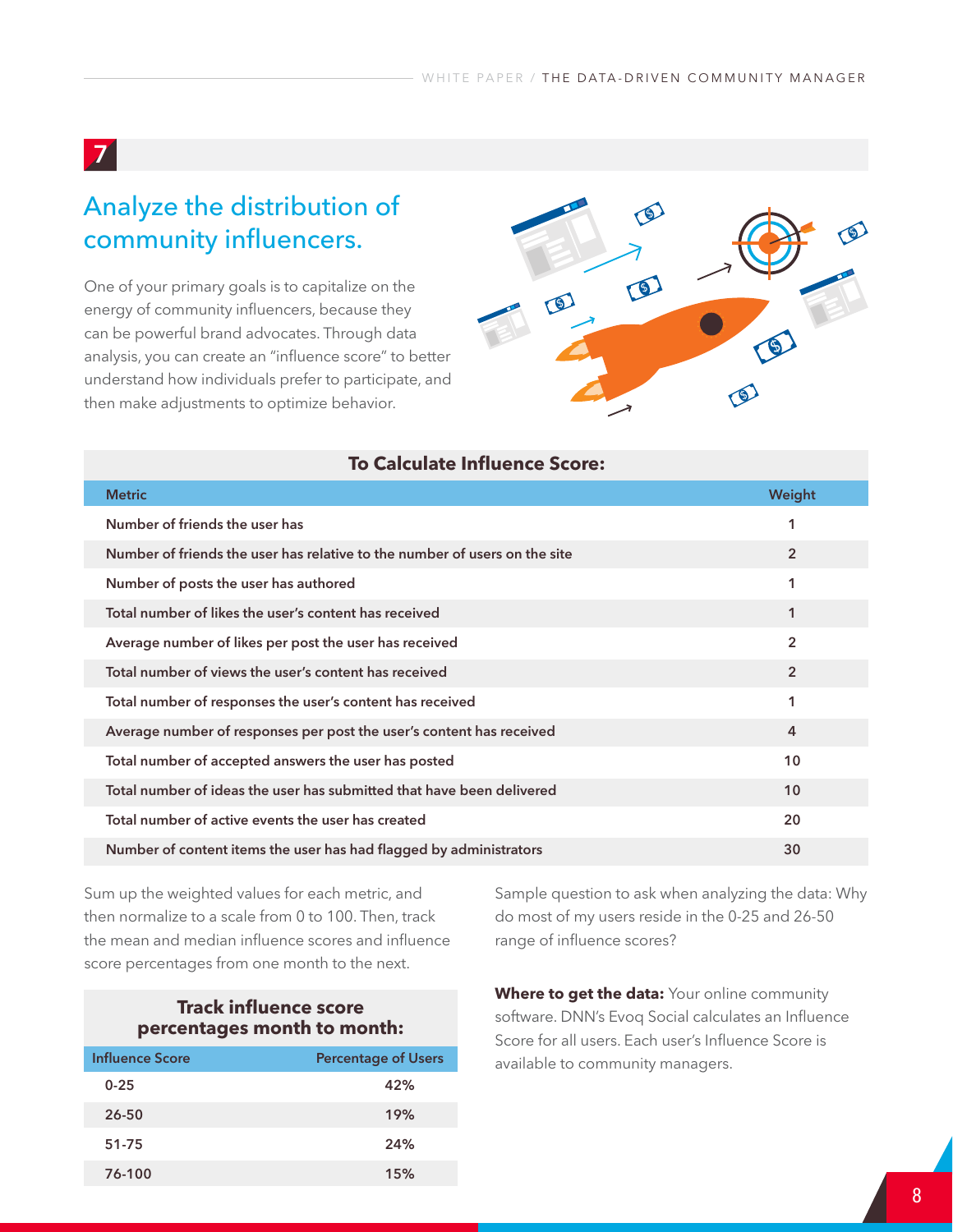## 7

## Analyze the distribution of community influencers.

One of your primary goals is to capitalize on the energy of community influencers, because they can be powerful brand advocates. Through data analysis, you can create an "influence score" to better understand how individuals prefer to participate, and then make adjustments to optimize behavior.

**To Calculate Influence Score:**

| Metric | Weight |
|---|---|
| Number of friends the user has | 1 |
| Number of friends the user has relative to the number of users on the site | 2 |
| Number of posts the user has authored | 1 |
| Total number of likes the user's content has received | 1 |
| Average number of likes per post the user has received | 2 |
| Total number of views the user's content has received | 2 |
| Total number of responses the user's content has received | 1 |
| Average number of responses per post the user's content has received | 4 |
| Total number of accepted answers the user has posted | 10 |
| Total number of ideas the user has submitted that have been delivered | 10 |
| Total number of active events the user has created | 20 |
| Number of content items the user has had flagged by administrators | 30 |

Sum up the weighted values for each metric, and then normalize to a scale from 0 to 100. Then, track the mean and median influence scores and influence score percentages from one month to the next.

**Track influence score percentages month to month:**

| Influence Score | Percentage of Users |
|---|---|
| 0-25 | 42% |
| 26-50 | 19% |
| 51-75 | 24% |
| 76-100 | 15% |

Sample question to ask when analyzing the data: Why do most of my users reside in the 0-25 and 26-50 range of influence scores?

**Where to get the data:** Your online community software. DNN's Evoq Social calculates an Influence Score for all users. Each user's Influence Score is available to community managers.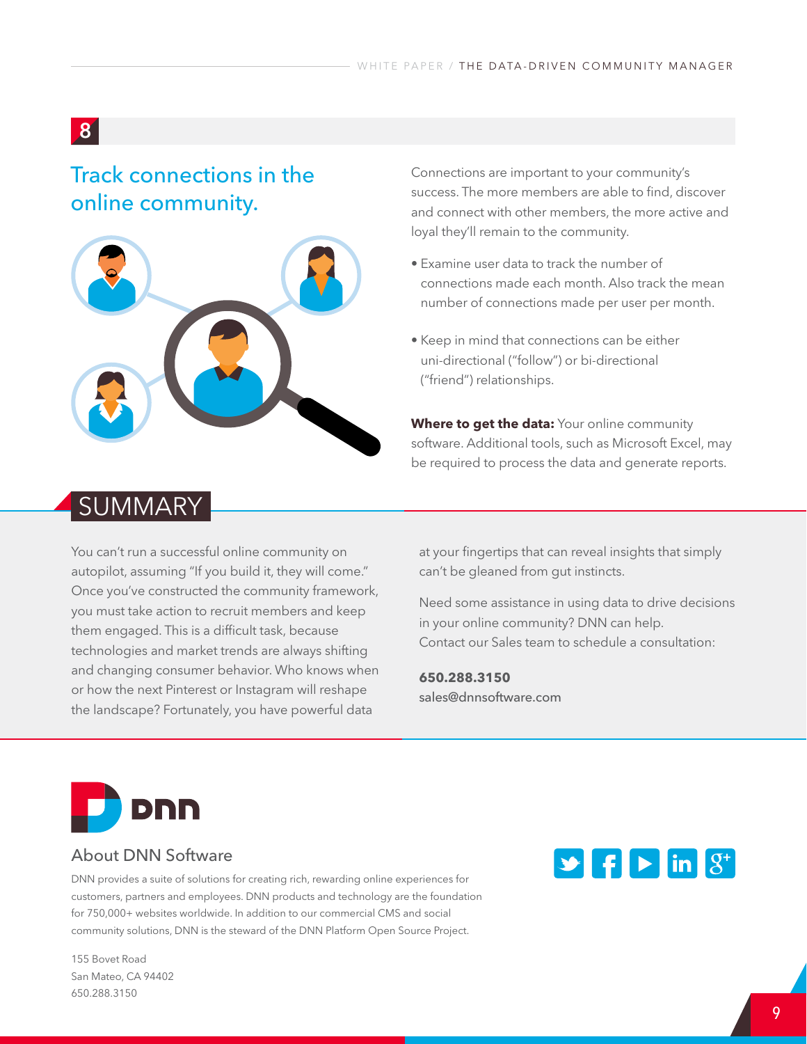## 8

## Track connections in the online community.

Connections are important to your community's success. The more members are able to find, discover and connect with other members, the more active and loyal they'll remain to the community.

- Examine user data to track the number of connections made each month. Also track the mean number of connections made per user per month.
- Keep in mind that connections can be either uni-directional ("follow") or bi-directional ("friend") relationships.

**Where to get the data:** Your online community software. Additional tools, such as Microsoft Excel, may be required to process the data and generate reports.

## SUMMARY

You can't run a successful online community on autopilot, assuming "If you build it, they will come." Once you've constructed the community framework, you must take action to recruit members and keep them engaged. This is a difficult task, because technologies and market trends are always shifting and changing consumer behavior. Who knows when or how the next Pinterest or Instagram will reshape the landscape? Fortunately, you have powerful data at your fingertips that can reveal insights that simply can't be gleaned from gut instincts.

Need some assistance in using data to drive decisions in your online community? DNN can help. Contact our Sales team to schedule a consultation:

**650.288.3150**
sales@dnnsoftware.com

### About DNN Software

DNN provides a suite of solutions for creating rich, rewarding online experiences for customers, partners and employees. DNN products and technology are the foundation for 750,000+ websites worldwide. In addition to our commercial CMS and social community solutions, DNN is the steward of the DNN Platform Open Source Project.

155 Bovet Road
San Mateo, CA 94402
650.288.3150